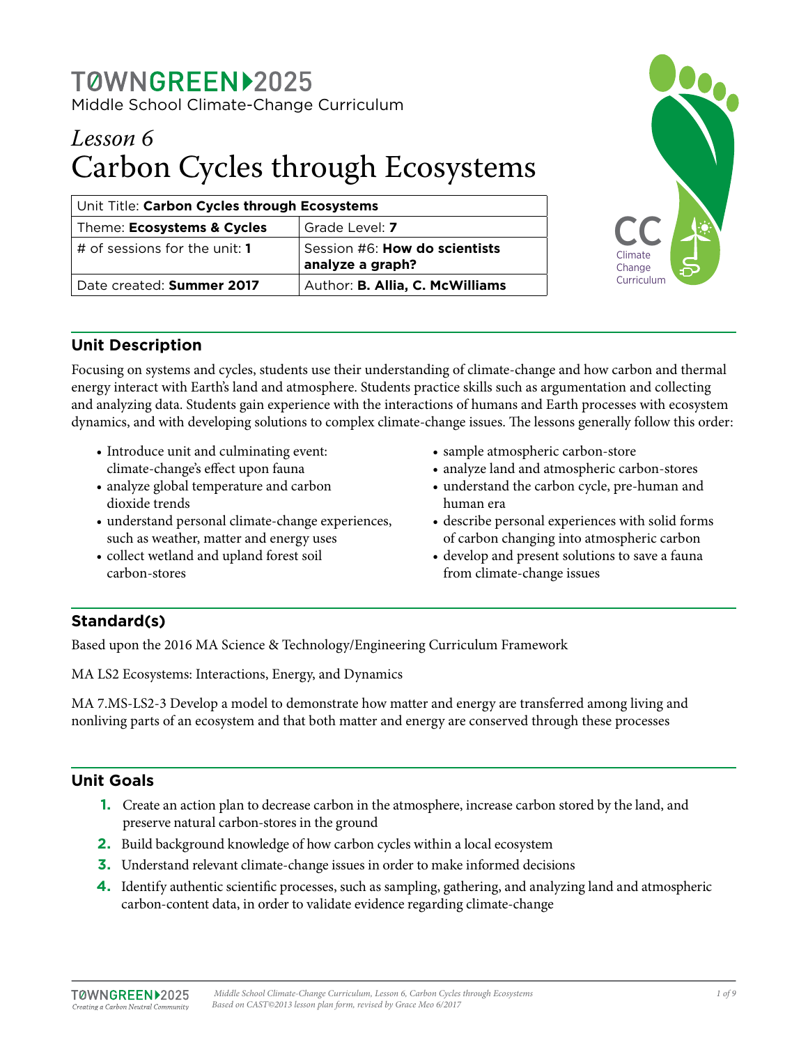TØWNGREEN▶2025

Middle School Climate-Change Curriculum

# *Lesson 6*
# Carbon Cycles through Ecosystems

| Unit Title: **Carbon Cycles through Ecosystems** | |
|---|---|
| Theme: **Ecosystems & Cycles** | Grade Level: **7** |
| # of sessions for the unit: **1** | Session #6: **How do scientists analyze a graph?** |
| Date created: **Summer 2017** | Author: **B. Allia, C. McWilliams** |

CC Climate Change Curriculum

## Unit Description

Focusing on systems and cycles, students use their understanding of climate-change and how carbon and thermal energy interact with Earth's land and atmosphere. Students practice skills such as argumentation and collecting and analyzing data. Students gain experience with the interactions of humans and Earth processes with ecosystem dynamics, and with developing solutions to complex climate-change issues. The lessons generally follow this order:

- Introduce unit and culminating event: climate-change's effect upon fauna
- analyze global temperature and carbon dioxide trends
- understand personal climate-change experiences, such as weather, matter and energy uses
- collect wetland and upland forest soil carbon-stores
- sample atmospheric carbon-store
- analyze land and atmospheric carbon-stores
- understand the carbon cycle, pre-human and human era
- describe personal experiences with solid forms of carbon changing into atmospheric carbon
- develop and present solutions to save a fauna from climate-change issues

## Standard(s)

Based upon the 2016 MA Science & Technology/Engineering Curriculum Framework

MA LS2 Ecosystems: Interactions, Energy, and Dynamics

MA 7.MS-LS2-3 Develop a model to demonstrate how matter and energy are transferred among living and nonliving parts of an ecosystem and that both matter and energy are conserved through these processes

## Unit Goals

1. Create an action plan to decrease carbon in the atmosphere, increase carbon stored by the land, and preserve natural carbon-stores in the ground
2. Build background knowledge of how carbon cycles within a local ecosystem
3. Understand relevant climate-change issues in order to make informed decisions
4. Identify authentic scientific processes, such as sampling, gathering, and analyzing land and atmospheric carbon-content data, in order to validate evidence regarding climate-change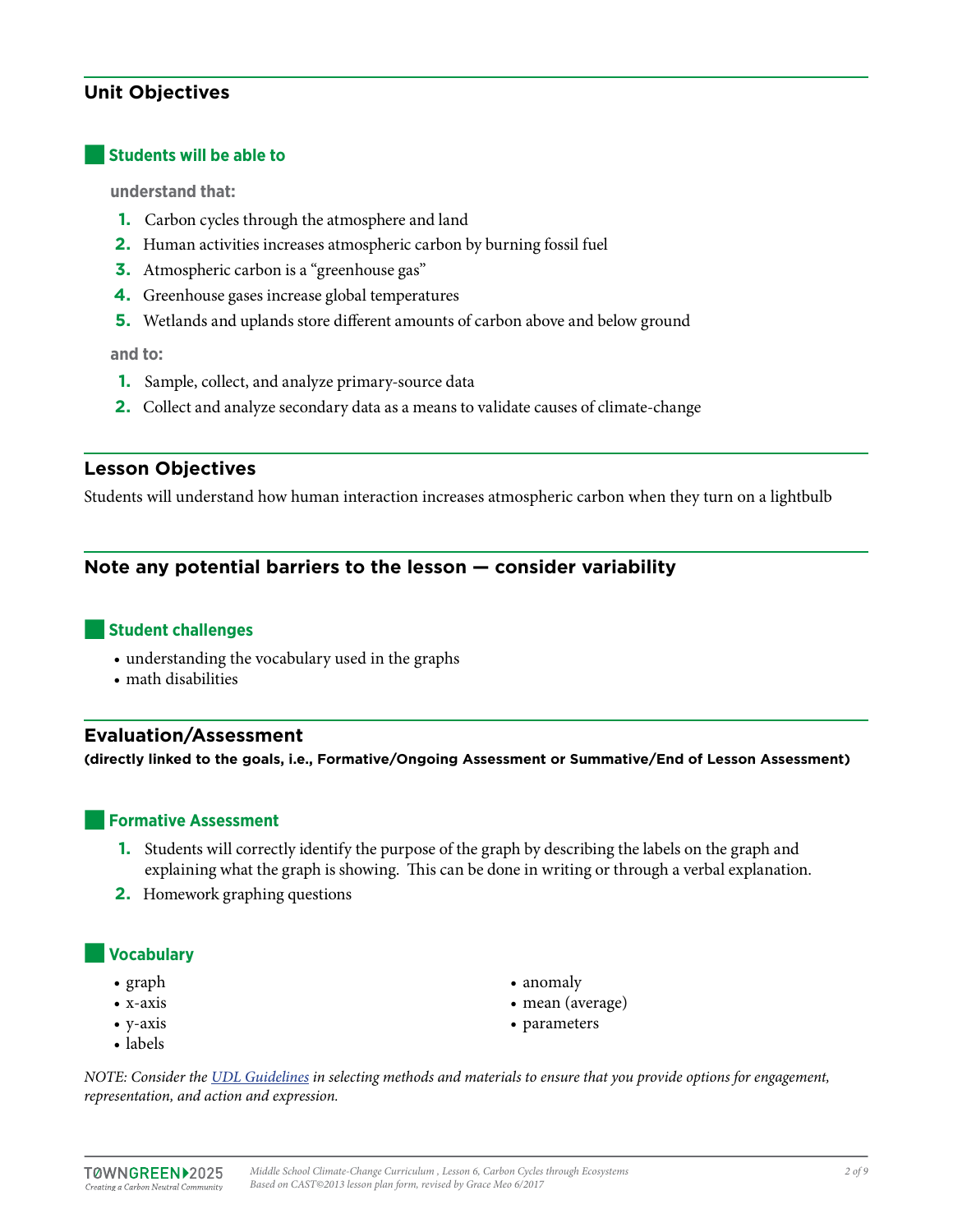## Unit Objectives

### Students will be able to

**understand that:**

1. Carbon cycles through the atmosphere and land
2. Human activities increases atmospheric carbon by burning fossil fuel
3. Atmospheric carbon is a "greenhouse gas"
4. Greenhouse gases increase global temperatures
5. Wetlands and uplands store different amounts of carbon above and below ground

**and to:**

1. Sample, collect, and analyze primary-source data
2. Collect and analyze secondary data as a means to validate causes of climate-change

## Lesson Objectives

Students will understand how human interaction increases atmospheric carbon when they turn on a lightbulb

## Note any potential barriers to the lesson — consider variability

### Student challenges

- understanding the vocabulary used in the graphs
- math disabilities

## Evaluation/Assessment

**(directly linked to the goals, i.e., Formative/Ongoing Assessment or Summative/End of Lesson Assessment)**

### Formative Assessment

1. Students will correctly identify the purpose of the graph by describing the labels on the graph and explaining what the graph is showing. This can be done in writing or through a verbal explanation.
2. Homework graphing questions

### Vocabulary

- graph
- x-axis
- y-axis
- labels
- anomaly
- mean (average)
- parameters

*NOTE: Consider the [UDL Guidelines](#) in selecting methods and materials to ensure that you provide options for engagement, representation, and action and expression.*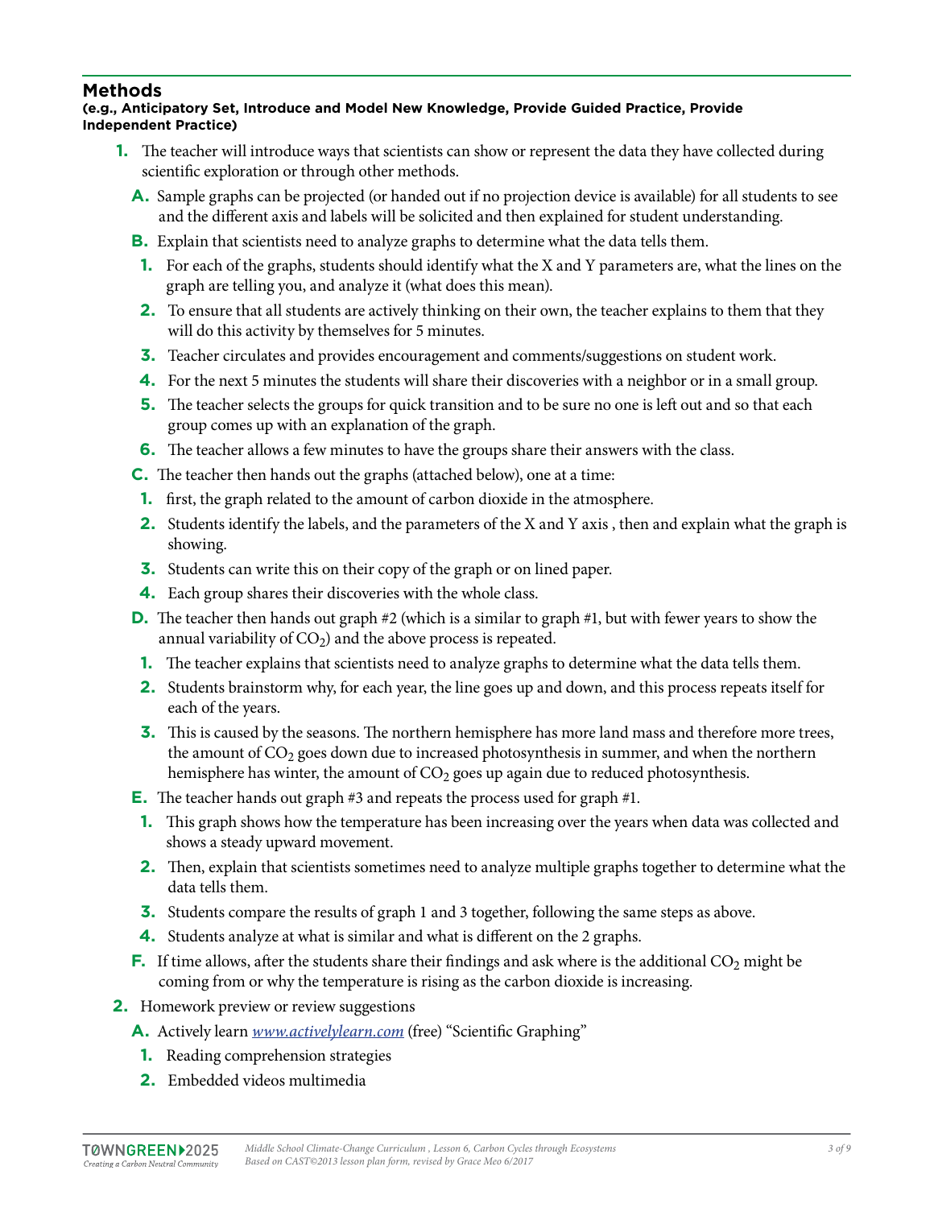## Methods

**(e.g., Anticipatory Set, Introduce and Model New Knowledge, Provide Guided Practice, Provide Independent Practice)**

1. The teacher will introduce ways that scientists can show or represent the data they have collected during scientific exploration or through other methods.
   - A. Sample graphs can be projected (or handed out if no projection device is available) for all students to see and the different axis and labels will be solicited and then explained for student understanding.
   - B. Explain that scientists need to analyze graphs to determine what the data tells them.
     1. For each of the graphs, students should identify what the X and Y parameters are, what the lines on the graph are telling you, and analyze it (what does this mean).
     2. To ensure that all students are actively thinking on their own, the teacher explains to them that they will do this activity by themselves for 5 minutes.
     3. Teacher circulates and provides encouragement and comments/suggestions on student work.
     4. For the next 5 minutes the students will share their discoveries with a neighbor or in a small group.
     5. The teacher selects the groups for quick transition and to be sure no one is left out and so that each group comes up with an explanation of the graph.
     6. The teacher allows a few minutes to have the groups share their answers with the class.
   - C. The teacher then hands out the graphs (attached below), one at a time:
     1. first, the graph related to the amount of carbon dioxide in the atmosphere.
     2. Students identify the labels, and the parameters of the X and Y axis , then and explain what the graph is showing.
     3. Students can write this on their copy of the graph or on lined paper.
     4. Each group shares their discoveries with the whole class.
   - D. The teacher then hands out graph #2 (which is a similar to graph #1, but with fewer years to show the annual variability of $CO_2$) and the above process is repeated.
     1. The teacher explains that scientists need to analyze graphs to determine what the data tells them.
     2. Students brainstorm why, for each year, the line goes up and down, and this process repeats itself for each of the years.
     3. This is caused by the seasons. The northern hemisphere has more land mass and therefore more trees, the amount of $CO_2$ goes down due to increased photosynthesis in summer, and when the northern hemisphere has winter, the amount of $CO_2$ goes up again due to reduced photosynthesis.
   - E. The teacher hands out graph #3 and repeats the process used for graph #1.
     1. This graph shows how the temperature has been increasing over the years when data was collected and shows a steady upward movement.
     2. Then, explain that scientists sometimes need to analyze multiple graphs together to determine what the data tells them.
     3. Students compare the results of graph 1 and 3 together, following the same steps as above.
     4. Students analyze at what is similar and what is different on the 2 graphs.
   - F. If time allows, after the students share their findings and ask where is the additional $CO_2$ might be coming from or why the temperature is rising as the carbon dioxide is increasing.
2. Homework preview or review suggestions
   - A. Actively learn *www.activelylearn.com* (free) "Scientific Graphing"
     1. Reading comprehension strategies
     2. Embedded videos multimedia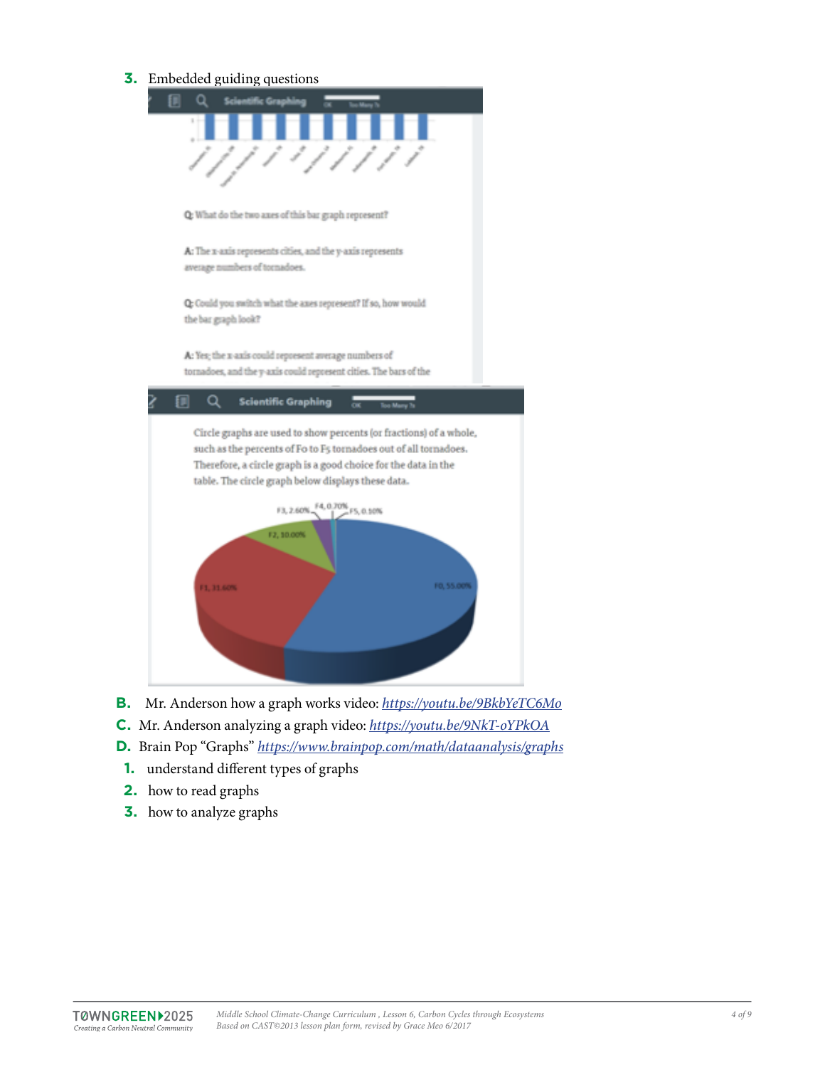3. Embedded guiding questions

Q: What do the two axes of this bar graph represent?

A: The x-axis represents cities, and the y-axis represents average numbers of tornadoes.

Q: Could you switch what the axes represent? If so, how would the bar graph look?

A: Yes; the x-axis could represent average numbers of tornadoes, and the y-axis could represent cities. The bars of the

Circle graphs are used to show percents (or fractions) of a whole, such as the percents of F0 to F5 tornadoes out of all tornadoes. Therefore, a circle graph is a good choice for the data in the table. The circle graph below displays these data.

B. Mr. Anderson how a graph works video: [https://youtu.be/9BkbYeTC6Mo](https://youtu.be/9BkbYeTC6Mo)

C. Mr. Anderson analyzing a graph video: [https://youtu.be/9NkT-oYPkOA](https://youtu.be/9NkT-oYPkOA)

D. Brain Pop "Graphs" [https://www.brainpop.com/math/dataanalysis/graphs](https://www.brainpop.com/math/dataanalysis/graphs)

1. understand different types of graphs
2. how to read graphs
3. how to analyze graphs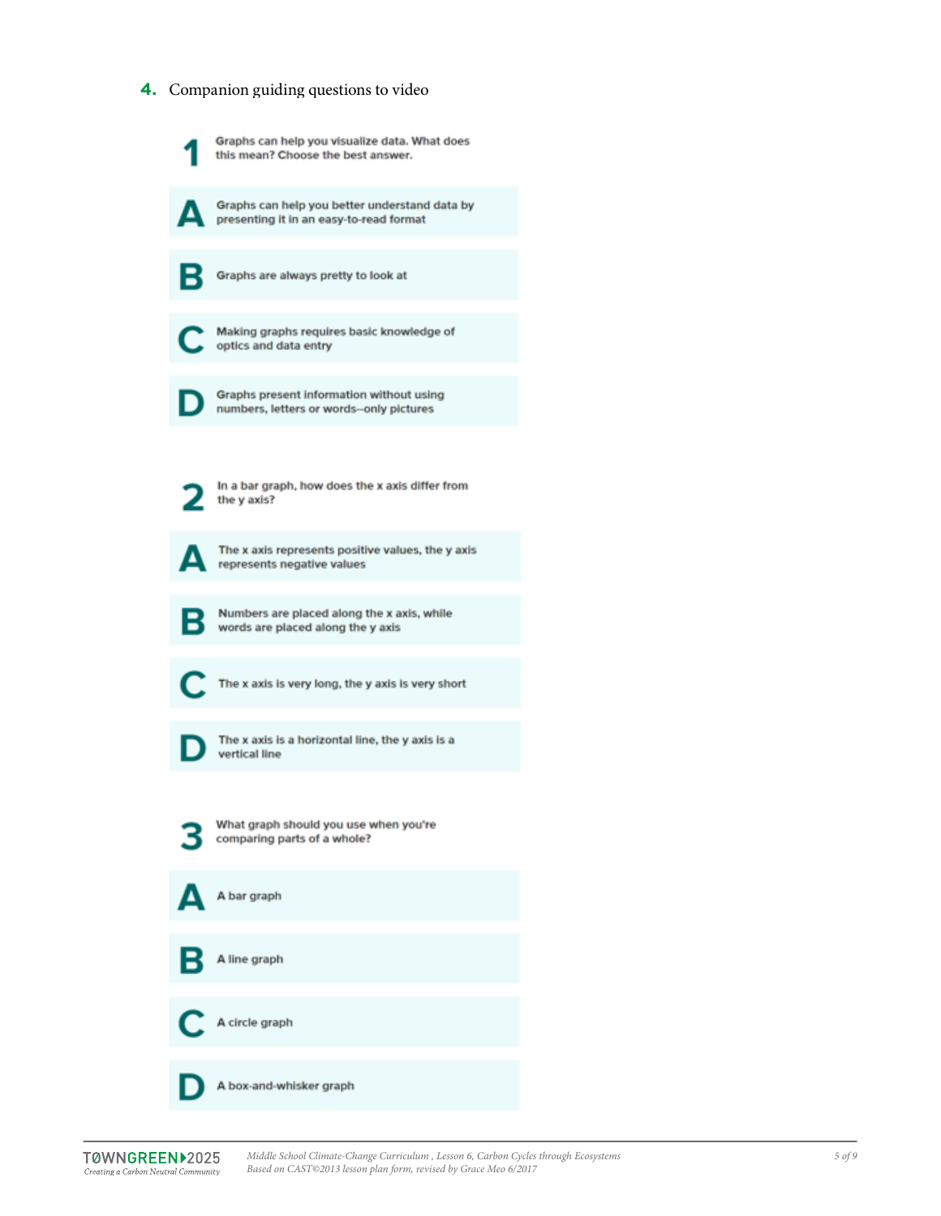4. Companion guiding questions to video

**1** Graphs can help you visualize data. What does this mean? Choose the best answer.

**A** Graphs can help you better understand data by presenting it in an easy-to-read format

**B** Graphs are always pretty to look at

**C** Making graphs requires basic knowledge of optics and data entry

**D** Graphs present information without using numbers, letters or words--only pictures

**2** In a bar graph, how does the x axis differ from the y axis?

**A** The x axis represents positive values, the y axis represents negative values

**B** Numbers are placed along the x axis, while words are placed along the y axis

**C** The x axis is very long, the y axis is very short

**D** The x axis is a horizontal line, the y axis is a vertical line

**3** What graph should you use when you're comparing parts of a whole?

**A** A bar graph

**B** A line graph

**C** A circle graph

**D** A box-and-whisker graph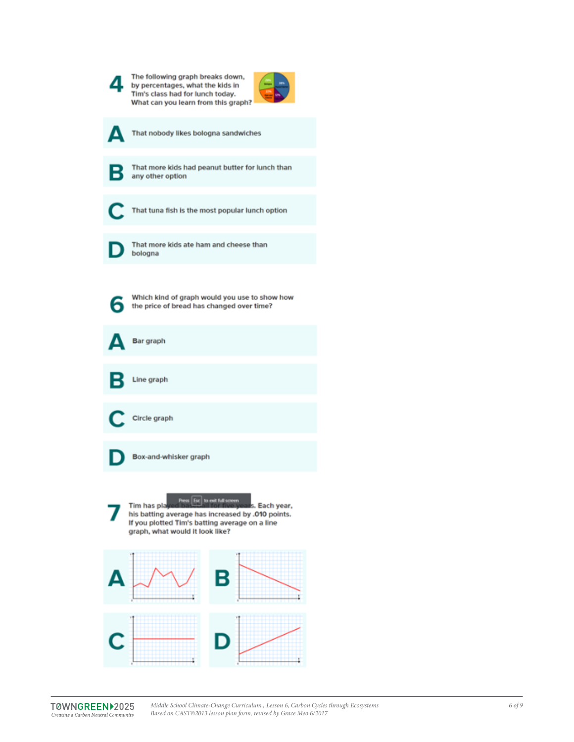**4** The following graph breaks down, by percentages, what the kids in Tim's class had for lunch today. What can you learn from this graph?

**A** That nobody likes bologna sandwiches

**B** That more kids had peanut butter for lunch than any other option

**C** That tuna fish is the most popular lunch option

**D** That more kids ate ham and cheese than bologna

**6** Which kind of graph would you use to show how the price of bread has changed over time?

**A** Bar graph

**B** Line graph

**C** Circle graph

**D** Box-and-whisker graph

**7** Tim has played baseball for five years. Each year, his batting average has increased by .010 points. If you plotted Tim's batting average on a line graph, what would it look like?

**A**

**B**

**C**

**D**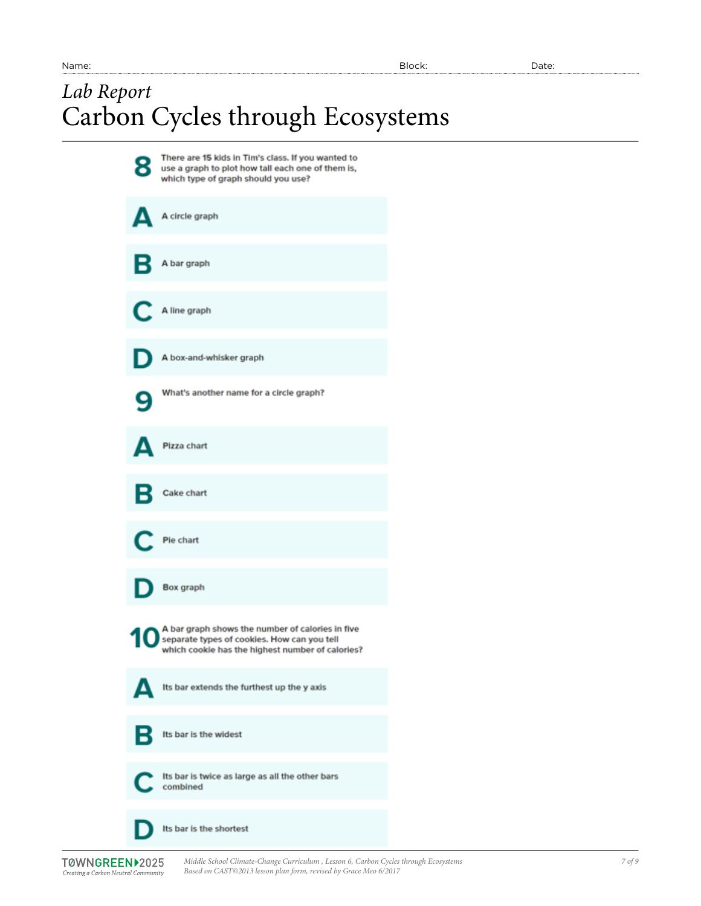Name: Block: Date:

*Lab Report*

# Carbon Cycles through Ecosystems

**8** There are 15 kids in Tim's class. If you wanted to use a graph to plot how tall each one of them is, which type of graph should you use?

**A** A circle graph

**B** A bar graph

**C** A line graph

**D** A box-and-whisker graph

**9** What's another name for a circle graph?

**A** Pizza chart

**B** Cake chart

**C** Pie chart

**D** Box graph

**10** A bar graph shows the number of calories in five separate types of cookies. How can you tell which cookie has the highest number of calories?

**A** Its bar extends the furthest up the y axis

**B** Its bar is the widest

**C** Its bar is twice as large as all the other bars combined

**D** Its bar is the shortest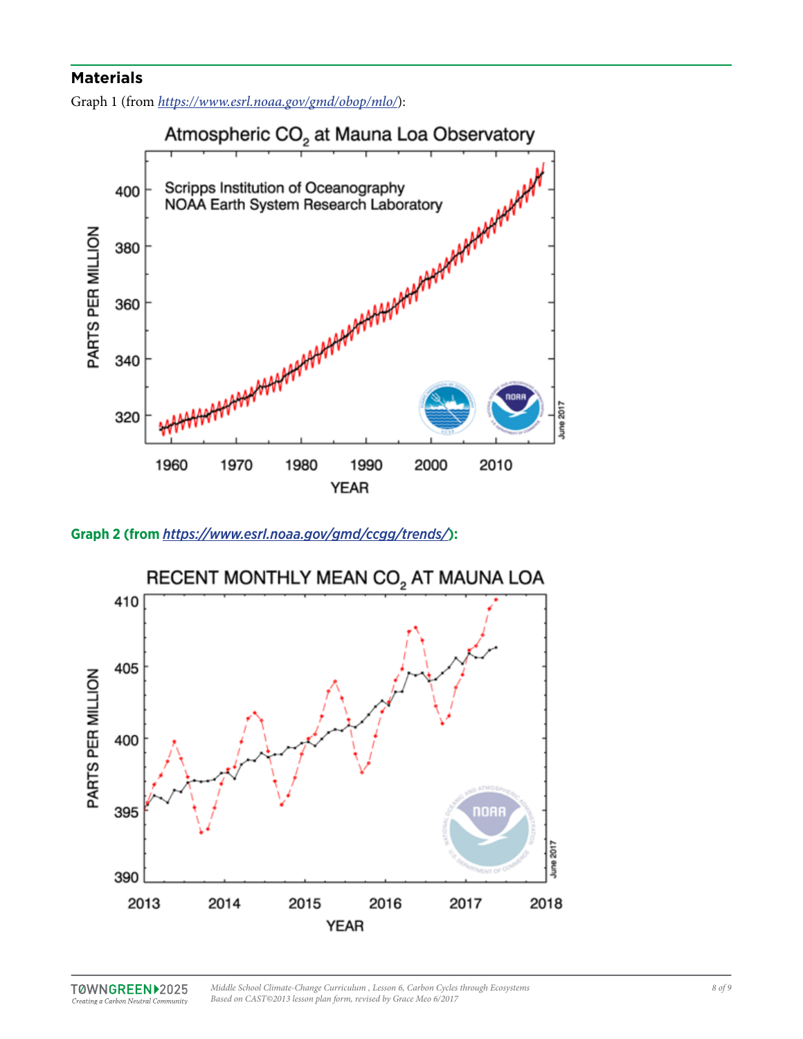## Materials

Graph 1 (from *https://www.esrl.noaa.gov/gmd/obop/mlo/*):

**Graph 2 (from https://www.esrl.noaa.gov/gmd/ccgg/trends/):**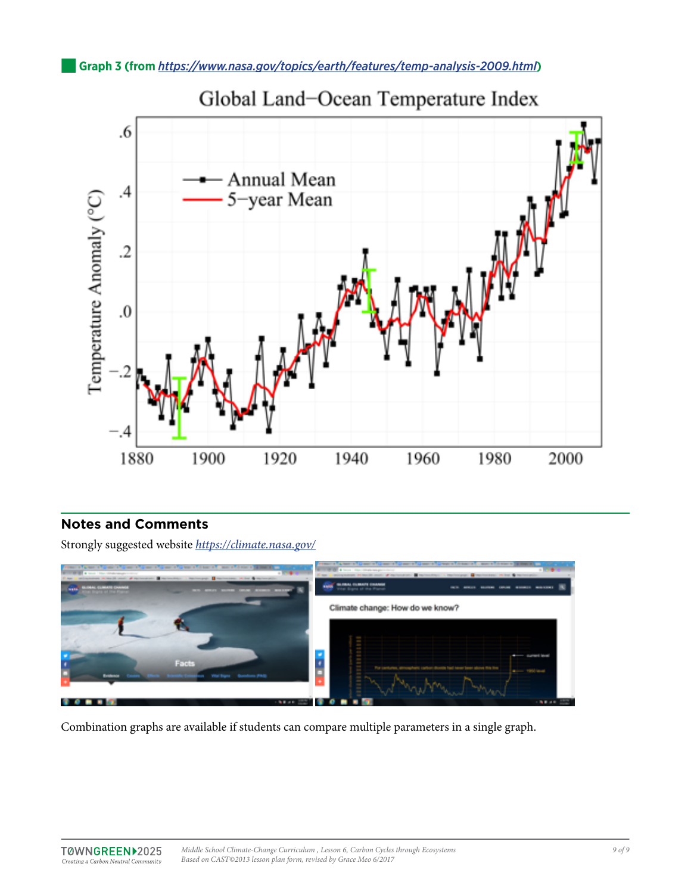**Graph 3 (from [https://www.nasa.gov/topics/earth/features/temp-analysis-2009.html](https://www.nasa.gov/topics/earth/features/temp-analysis-2009.html))**

Global Land–Ocean Temperature Index

Annual Mean
5–year Mean

Temperature Anomaly (°C)

.6
.4
.2
.0
−.2
−.4

1880
1900
1920
1940
1960
1980
2000

## Notes and Comments

Strongly suggested website [https://climate.nasa.gov/](https://climate.nasa.gov/)

Combination graphs are available if students can compare multiple parameters in a single graph.